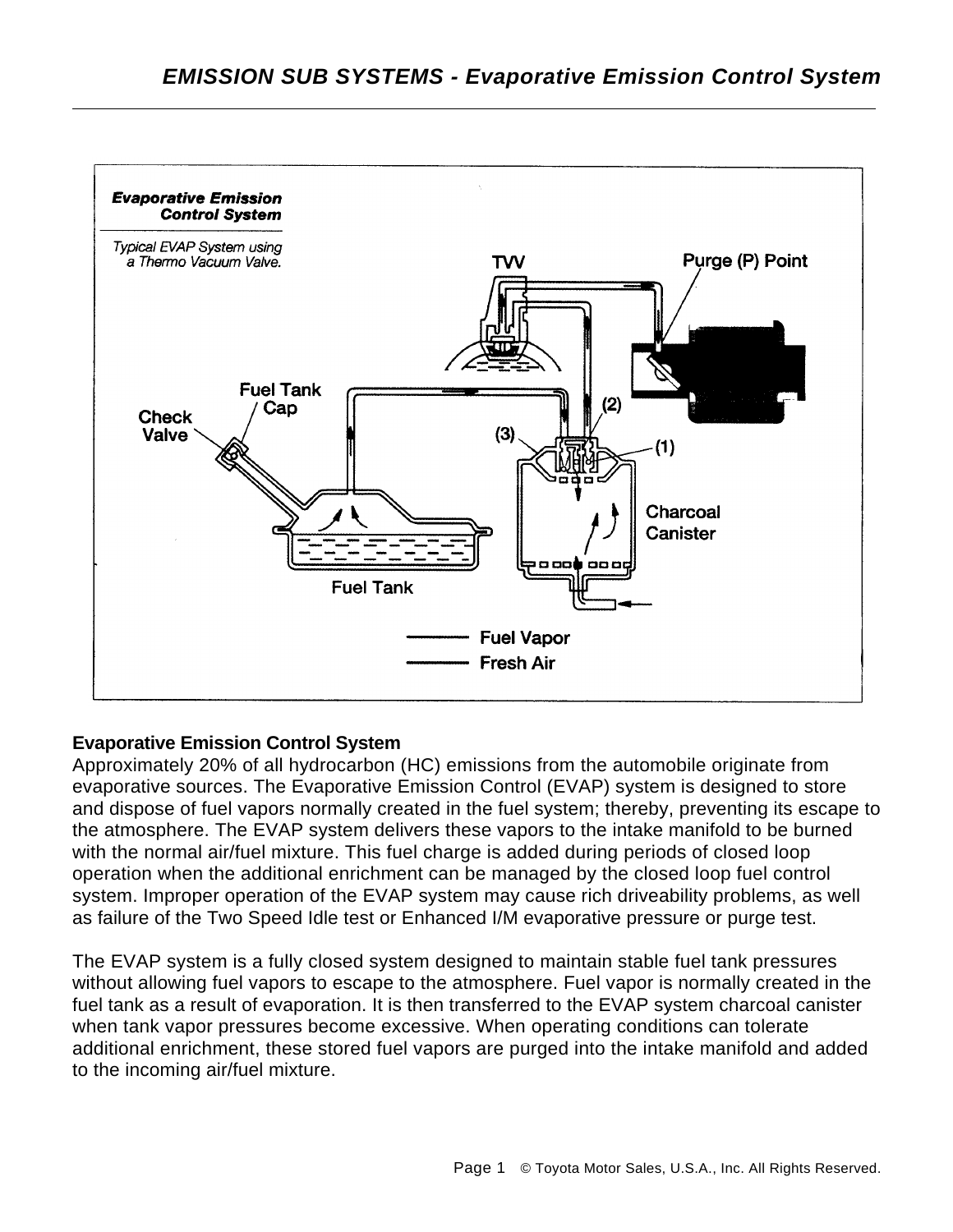**Evaporative Emission Control System**

Approximately 20% of all hydrocarbon (HC) emissions from the automobile originate from evaporative sources. The Evaporative Emission Control (EVAP) system is designed to store and dispose of fuel vapors normally created in the fuel system; thereby, preventing its escape to the atmosphere. The EVAP system delivers these vapors to the intake manifold to be burned with the normal air/fuel mixture. This fuel charge is added during periods of closed loop operation when the additional enrichment can be managed by the closed loop fuel control system. Improper operation of the EVAP system may cause rich driveability problems, as well as failure of the Two Speed Idle test or Enhanced I/M evaporative pressure or purge test.

The EVAP system is a fully closed system designed to maintain stable fuel tank pressures without allowing fuel vapors to escape to the atmosphere. Fuel vapor is normally created in the fuel tank as a result of evaporation. It is then transferred to the EVAP system charcoal canister when tank vapor pressures become excessive. When operating conditions can tolerate additional enrichment, these stored fuel vapors are purged into the intake manifold and added to the incoming air/fuel mixture.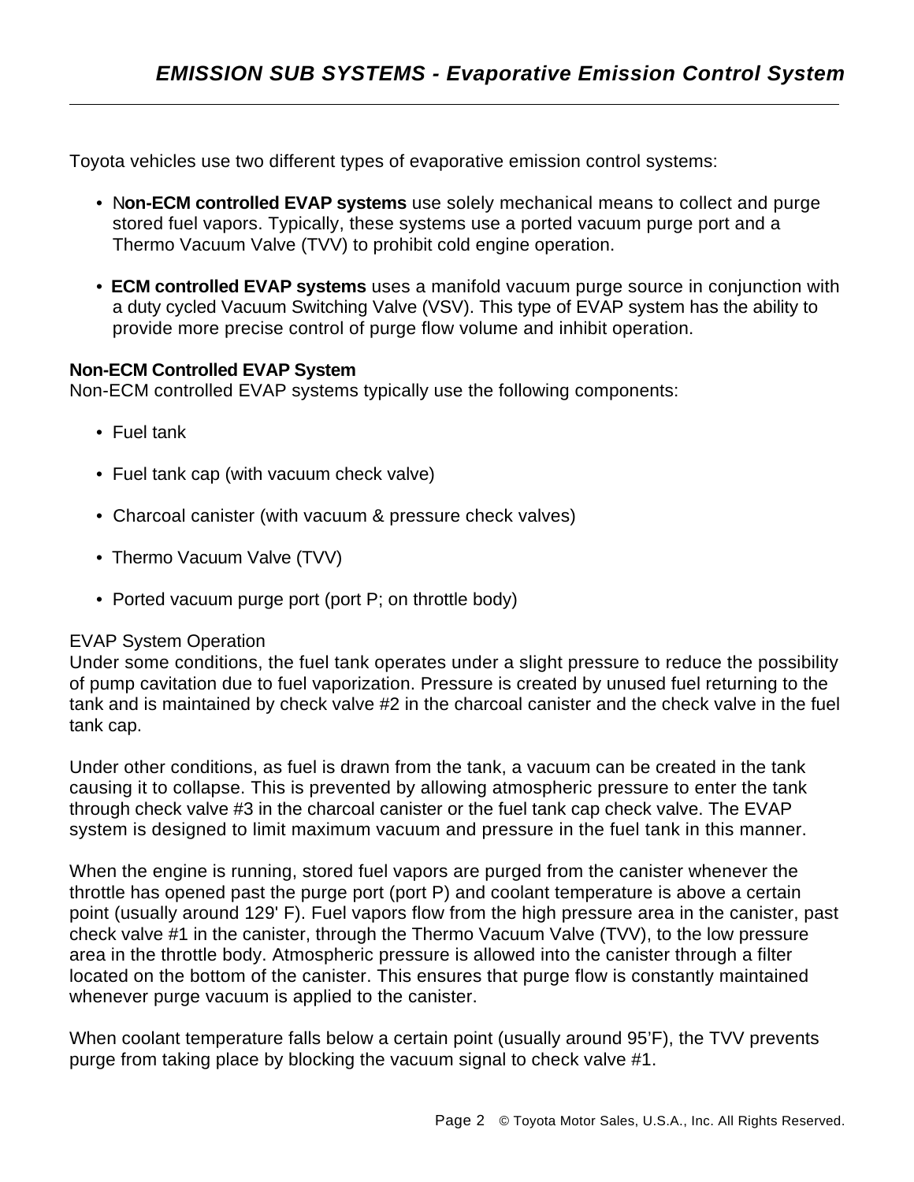Toyota vehicles use two different types of evaporative emission control systems:

- N**on-ECM controlled EVAP systems** use solely mechanical means to collect and purge stored fuel vapors. Typically, these systems use a ported vacuum purge port and a Thermo Vacuum Valve (TVV) to prohibit cold engine operation.
- **ECM controlled EVAP systems** uses a manifold vacuum purge source in conjunction with a duty cycled Vacuum Switching Valve (VSV). This type of EVAP system has the ability to provide more precise control of purge flow volume and inhibit operation.

**Non-ECM Controlled EVAP System**

Non-ECM controlled EVAP systems typically use the following components:

- Fuel tank
- Fuel tank cap (with vacuum check valve)
- Charcoal canister (with vacuum & pressure check valves)
- Thermo Vacuum Valve (TVV)
- Ported vacuum purge port (port P; on throttle body)

EVAP System Operation

Under some conditions, the fuel tank operates under a slight pressure to reduce the possibility of pump cavitation due to fuel vaporization. Pressure is created by unused fuel returning to the tank and is maintained by check valve #2 in the charcoal canister and the check valve in the fuel tank cap.

Under other conditions, as fuel is drawn from the tank, a vacuum can be created in the tank causing it to collapse. This is prevented by allowing atmospheric pressure to enter the tank through check valve #3 in the charcoal canister or the fuel tank cap check valve. The EVAP system is designed to limit maximum vacuum and pressure in the fuel tank in this manner.

When the engine is running, stored fuel vapors are purged from the canister whenever the throttle has opened past the purge port (port P) and coolant temperature is above a certain point (usually around 129' F). Fuel vapors flow from the high pressure area in the canister, past check valve #1 in the canister, through the Thermo Vacuum Valve (TVV), to the low pressure area in the throttle body. Atmospheric pressure is allowed into the canister through a filter located on the bottom of the canister. This ensures that purge flow is constantly maintained whenever purge vacuum is applied to the canister.

When coolant temperature falls below a certain point (usually around 95’F), the TVV prevents purge from taking place by blocking the vacuum signal to check valve #1.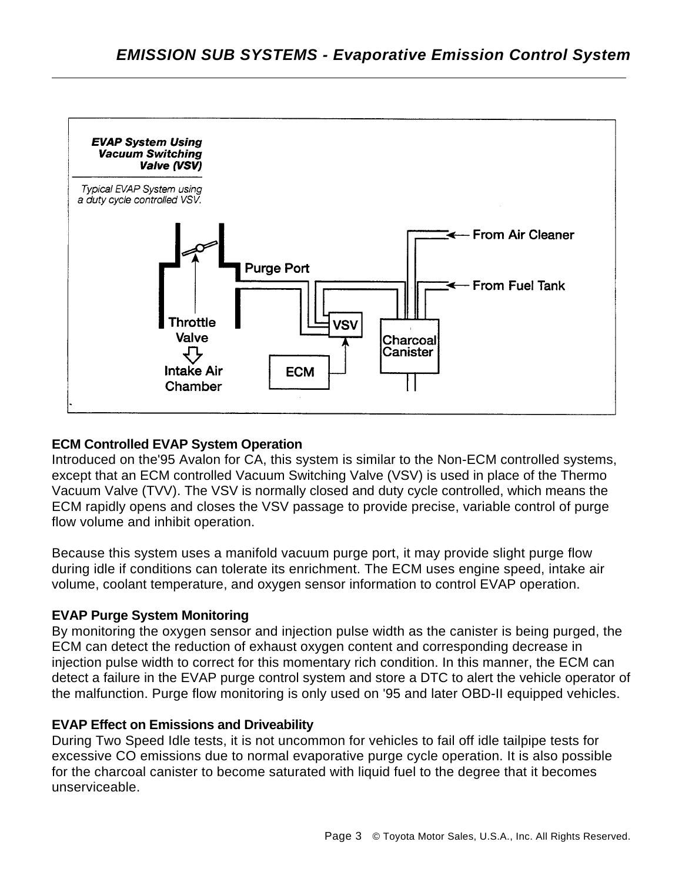**EVAP System Using Vacuum Switching Valve (VSV)**

*Typical EVAP System using a duty cycle controlled VSV.*

Purge Port

From Air Cleaner

From Fuel Tank

Throttle Valve

Intake Air Chamber

VSV

ECM

Charcoal Canister

**ECM Controlled EVAP System Operation**

Introduced on the'95 Avalon for CA, this system is similar to the Non-ECM controlled systems, except that an ECM controlled Vacuum Switching Valve (VSV) is used in place of the Thermo Vacuum Valve (TVV). The VSV is normally closed and duty cycle controlled, which means the ECM rapidly opens and closes the VSV passage to provide precise, variable control of purge flow volume and inhibit operation.

Because this system uses a manifold vacuum purge port, it may provide slight purge flow during idle if conditions can tolerate its enrichment. The ECM uses engine speed, intake air volume, coolant temperature, and oxygen sensor information to control EVAP operation.

**EVAP Purge System Monitoring**

By monitoring the oxygen sensor and injection pulse width as the canister is being purged, the ECM can detect the reduction of exhaust oxygen content and corresponding decrease in injection pulse width to correct for this momentary rich condition. In this manner, the ECM can detect a failure in the EVAP purge control system and store a DTC to alert the vehicle operator of the malfunction. Purge flow monitoring is only used on '95 and later OBD-II equipped vehicles.

**EVAP Effect on Emissions and Driveability**

During Two Speed Idle tests, it is not uncommon for vehicles to fail off idle tailpipe tests for excessive CO emissions due to normal evaporative purge cycle operation. It is also possible for the charcoal canister to become saturated with liquid fuel to the degree that it becomes unserviceable.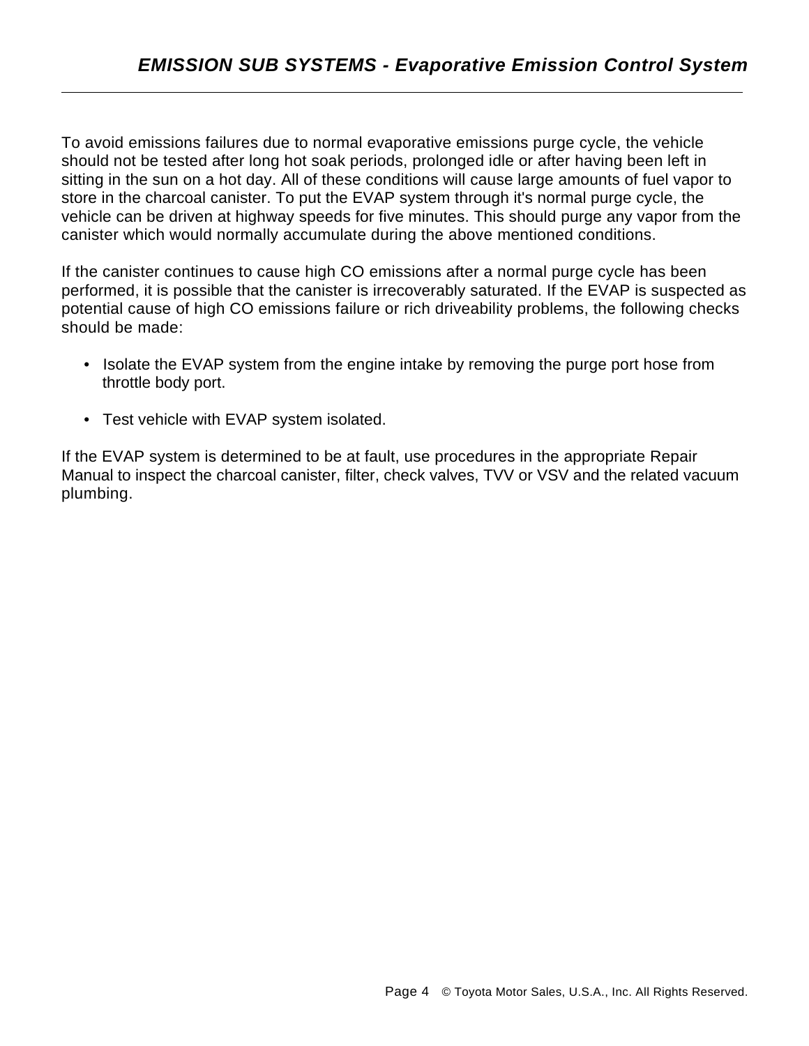To avoid emissions failures due to normal evaporative emissions purge cycle, the vehicle should not be tested after long hot soak periods, prolonged idle or after having been left in sitting in the sun on a hot day. All of these conditions will cause large amounts of fuel vapor to store in the charcoal canister. To put the EVAP system through it's normal purge cycle, the vehicle can be driven at highway speeds for five minutes. This should purge any vapor from the canister which would normally accumulate during the above mentioned conditions.

If the canister continues to cause high CO emissions after a normal purge cycle has been performed, it is possible that the canister is irrecoverably saturated. If the EVAP is suspected as potential cause of high CO emissions failure or rich driveability problems, the following checks should be made:

- Isolate the EVAP system from the engine intake by removing the purge port hose from throttle body port.
- Test vehicle with EVAP system isolated.

If the EVAP system is determined to be at fault, use procedures in the appropriate Repair Manual to inspect the charcoal canister, filter, check valves, TVV or VSV and the related vacuum plumbing.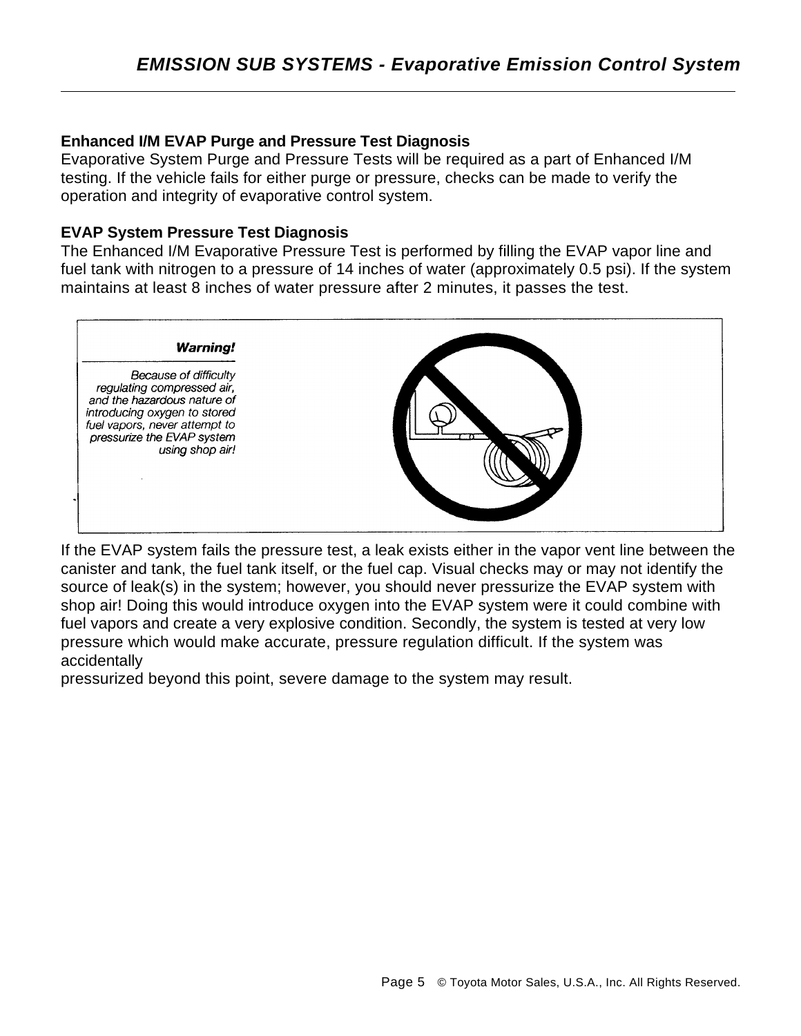### Enhanced I/M EVAP Purge and Pressure Test Diagnosis

Evaporative System Purge and Pressure Tests will be required as a part of Enhanced I/M testing. If the vehicle fails for either purge or pressure, checks can be made to verify the operation and integrity of evaporative control system.

### EVAP System Pressure Test Diagnosis

The Enhanced I/M Evaporative Pressure Test is performed by filling the EVAP vapor line and fuel tank with nitrogen to a pressure of 14 inches of water (approximately 0.5 psi). If the system maintains at least 8 inches of water pressure after 2 minutes, it passes the test.

**Warning!**

*Because of difficulty regulating compressed air, and the hazardous nature of introducing oxygen to stored fuel vapors, never attempt to pressurize the EVAP system using shop air!*

If the EVAP system fails the pressure test, a leak exists either in the vapor vent line between the canister and tank, the fuel tank itself, or the fuel cap. Visual checks may or may not identify the source of leak(s) in the system; however, you should never pressurize the EVAP system with shop air! Doing this would introduce oxygen into the EVAP system were it could combine with fuel vapors and create a very explosive condition. Secondly, the system is tested at very low pressure which would make accurate, pressure regulation difficult. If the system was accidentally
pressurized beyond this point, severe damage to the system may result.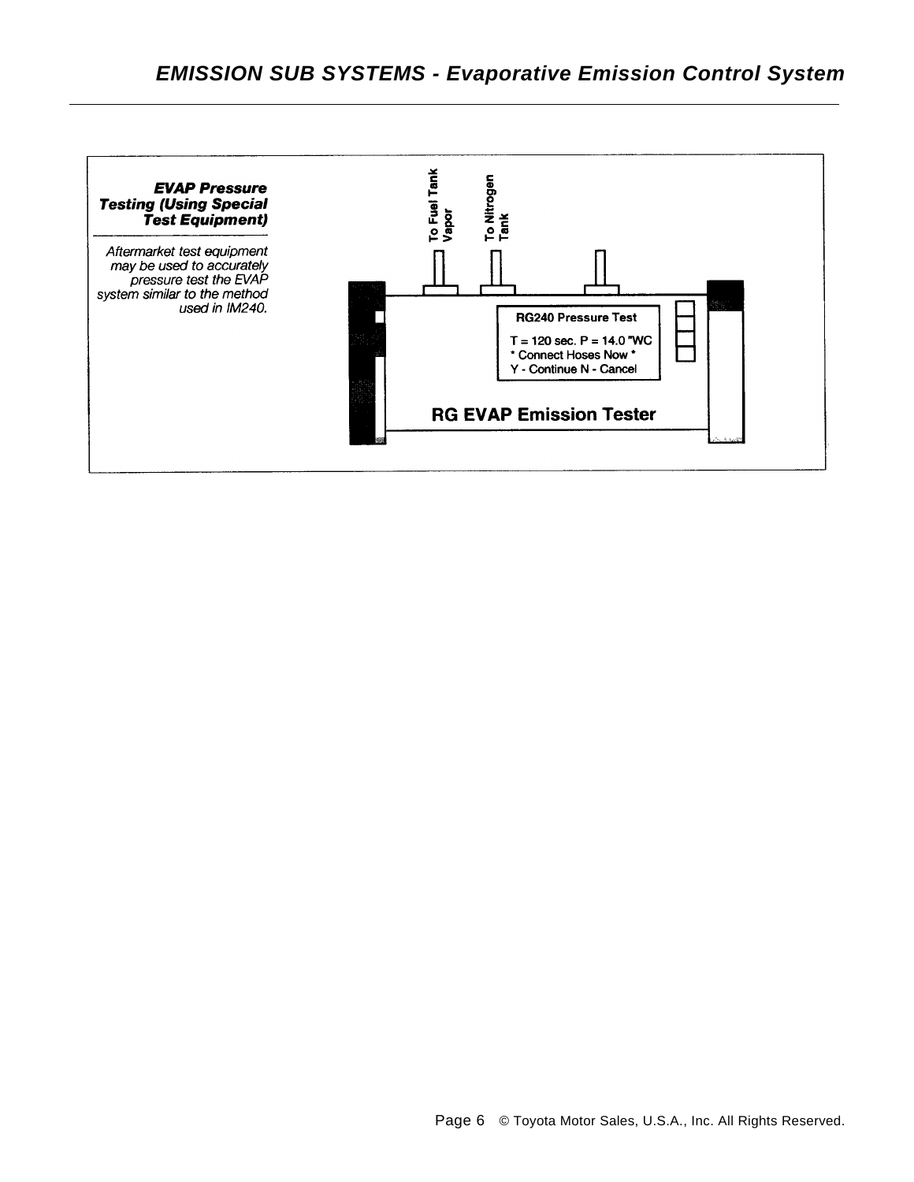**EVAP Pressure Testing (Using Special Test Equipment)**

*Aftermarket test equipment may be used to accurately pressure test the EVAP system similar to the method used in IM240.*

To Fuel Tank Vapor

To Nitrogen Tank

RG240 Pressure Test

T = 120 sec. P = 14.0 "WC
* Connect Hoses Now *
Y - Continue N - Cancel

RG EVAP Emission Tester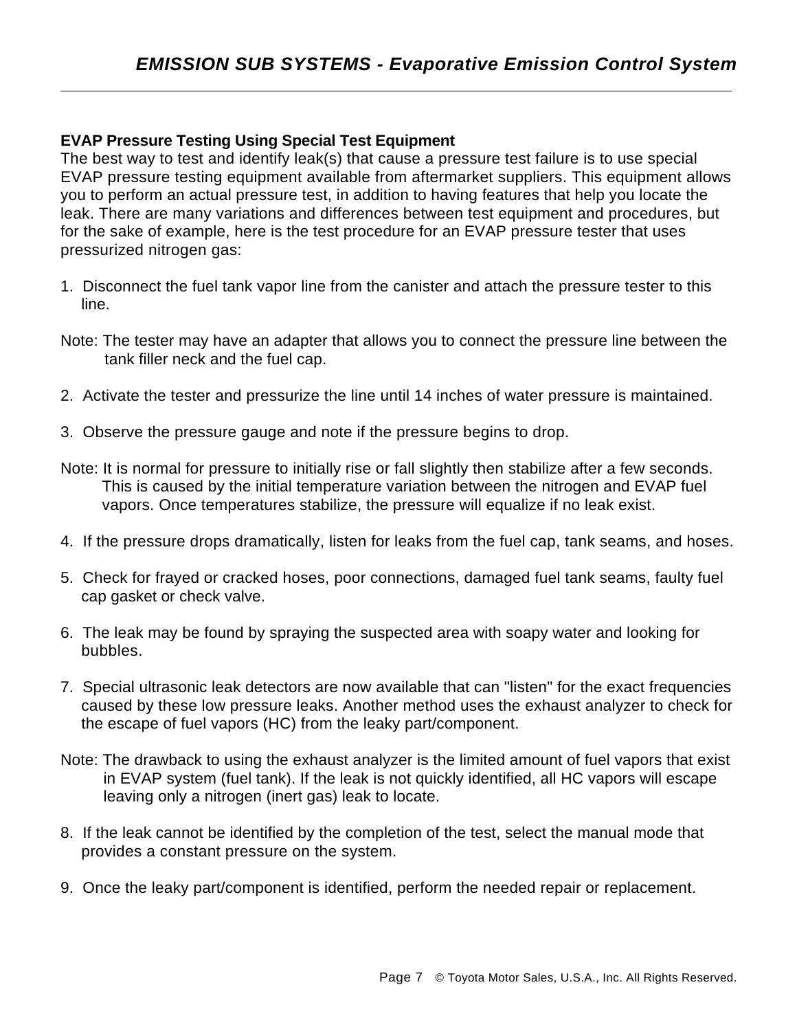## EVAP Pressure Testing Using Special Test Equipment

The best way to test and identify leak(s) that cause a pressure test failure is to use special EVAP pressure testing equipment available from aftermarket suppliers. This equipment allows you to perform an actual pressure test, in addition to having features that help you locate the leak. There are many variations and differences between test equipment and procedures, but for the sake of example, here is the test procedure for an EVAP pressure tester that uses pressurized nitrogen gas:

1. Disconnect the fuel tank vapor line from the canister and attach the pressure tester to this line.

Note: The tester may have an adapter that allows you to connect the pressure line between the tank filler neck and the fuel cap.

2. Activate the tester and pressurize the line until 14 inches of water pressure is maintained.

3. Observe the pressure gauge and note if the pressure begins to drop.

Note: It is normal for pressure to initially rise or fall slightly then stabilize after a few seconds. This is caused by the initial temperature variation between the nitrogen and EVAP fuel vapors. Once temperatures stabilize, the pressure will equalize if no leak exist.

4. If the pressure drops dramatically, listen for leaks from the fuel cap, tank seams, and hoses.

5. Check for frayed or cracked hoses, poor connections, damaged fuel tank seams, faulty fuel cap gasket or check valve.

6. The leak may be found by spraying the suspected area with soapy water and looking for bubbles.

7. Special ultrasonic leak detectors are now available that can "listen" for the exact frequencies caused by these low pressure leaks. Another method uses the exhaust analyzer to check for the escape of fuel vapors (HC) from the leaky part/component.

Note: The drawback to using the exhaust analyzer is the limited amount of fuel vapors that exist in EVAP system (fuel tank). If the leak is not quickly identified, all HC vapors will escape leaving only a nitrogen (inert gas) leak to locate.

8. If the leak cannot be identified by the completion of the test, select the manual mode that provides a constant pressure on the system.

9. Once the leaky part/component is identified, perform the needed repair or replacement.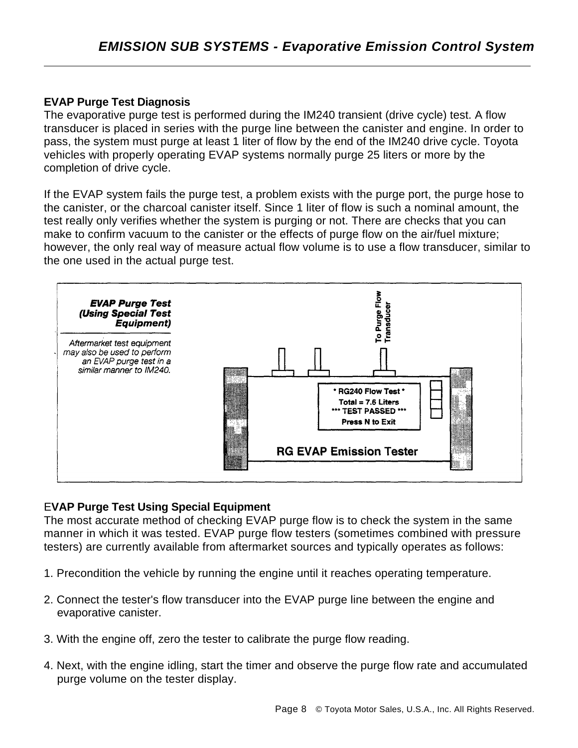## EVAP Purge Test Diagnosis

The evaporative purge test is performed during the IM240 transient (drive cycle) test. A flow transducer is placed in series with the purge line between the canister and engine. In order to pass, the system must purge at least 1 liter of flow by the end of the IM240 drive cycle. Toyota vehicles with properly operating EVAP systems normally purge 25 liters or more by the completion of drive cycle.

If the EVAP system fails the purge test, a problem exists with the purge port, the purge hose to the canister, or the charcoal canister itself. Since 1 liter of flow is such a nominal amount, the test really only verifies whether the system is purging or not. There are checks that you can make to confirm vacuum to the canister or the effects of purge flow on the air/fuel mixture; however, the only real way of measure actual flow volume is to use a flow transducer, similar to the one used in the actual purge test.

***EVAP Purge Test (Using Special Test Equipment)***

*Aftermarket test equipment may also be used to perform an EVAP purge test in a similar manner to IM240.*

To Purge Flow Transducer

\* RG240 Flow Test \*
Total = 7.6 Liters
\*\*\* TEST PASSED \*\*\*
Press N to Exit

RG EVAP Emission Tester

## EVAP Purge Test Using Special Equipment

The most accurate method of checking EVAP purge flow is to check the system in the same manner in which it was tested. EVAP purge flow testers (sometimes combined with pressure testers) are currently available from aftermarket sources and typically operates as follows:

1. Precondition the vehicle by running the engine until it reaches operating temperature.

2. Connect the tester's flow transducer into the EVAP purge line between the engine and evaporative canister.

3. With the engine off, zero the tester to calibrate the purge flow reading.

4. Next, with the engine idling, start the timer and observe the purge flow rate and accumulated purge volume on the tester display.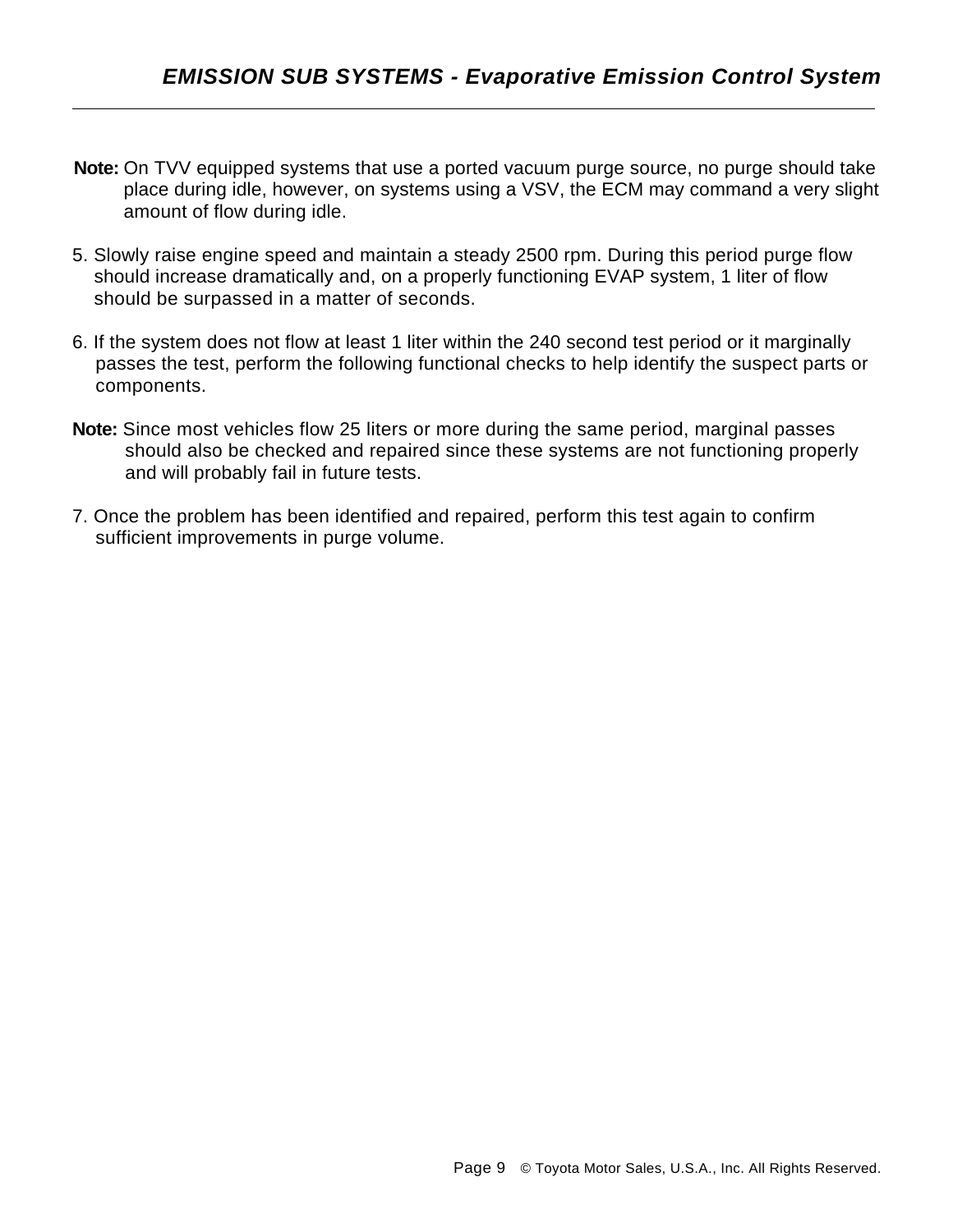**Note:** On TVV equipped systems that use a ported vacuum purge source, no purge should take place during idle, however, on systems using a VSV, the ECM may command a very slight amount of flow during idle.

5. Slowly raise engine speed and maintain a steady 2500 rpm. During this period purge flow should increase dramatically and, on a properly functioning EVAP system, 1 liter of flow should be surpassed in a matter of seconds.

6. If the system does not flow at least 1 liter within the 240 second test period or it marginally passes the test, perform the following functional checks to help identify the suspect parts or components.

**Note:** Since most vehicles flow 25 liters or more during the same period, marginal passes should also be checked and repaired since these systems are not functioning properly and will probably fail in future tests.

7. Once the problem has been identified and repaired, perform this test again to confirm sufficient improvements in purge volume.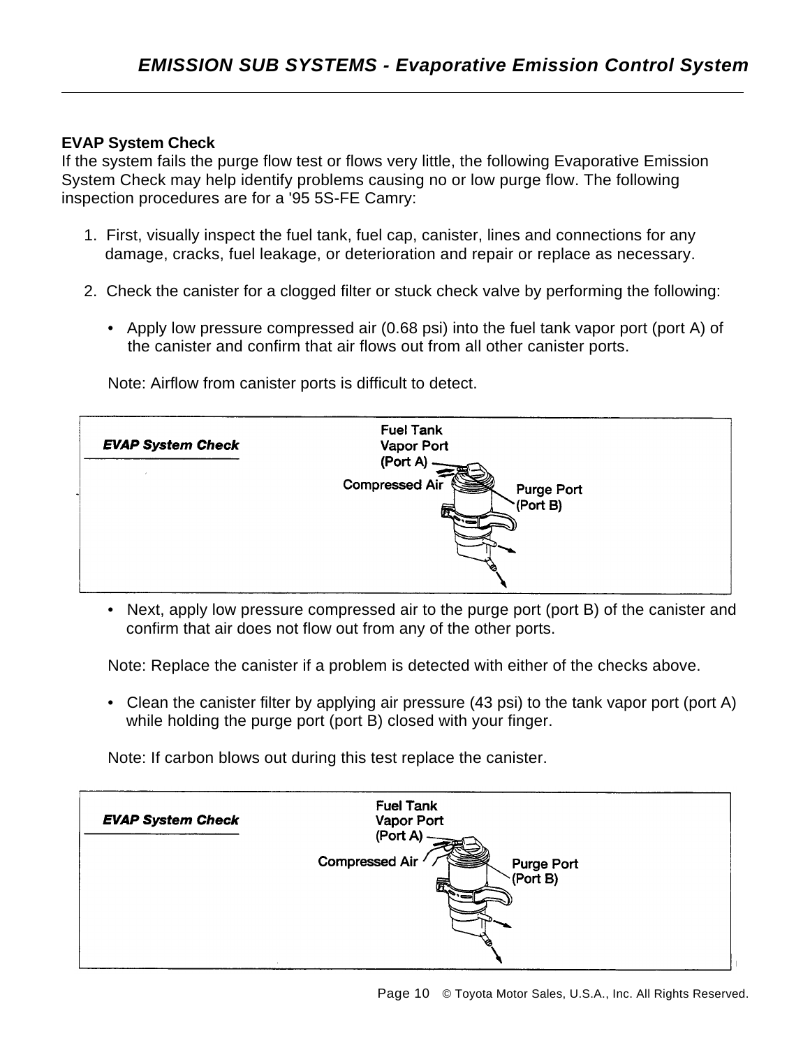### EVAP System Check

If the system fails the purge flow test or flows very little, the following Evaporative Emission System Check may help identify problems causing no or low purge flow. The following inspection procedures are for a '95 5S-FE Camry:

1. First, visually inspect the fuel tank, fuel cap, canister, lines and connections for any damage, cracks, fuel leakage, or deterioration and repair or replace as necessary.

2. Check the canister for a clogged filter or stuck check valve by performing the following:

   - Apply low pressure compressed air (0.68 psi) into the fuel tank vapor port (port A) of the canister and confirm that air flows out from all other canister ports.

   Note: Airflow from canister ports is difficult to detect.

   **EVAP System Check**

   Fuel Tank Vapor Port (Port A)
   Compressed Air
   Purge Port (Port B)

   - Next, apply low pressure compressed air to the purge port (port B) of the canister and confirm that air does not flow out from any of the other ports.

   Note: Replace the canister if a problem is detected with either of the checks above.

   - Clean the canister filter by applying air pressure (43 psi) to the tank vapor port (port A) while holding the purge port (port B) closed with your finger.

   Note: If carbon blows out during this test replace the canister.

   **EVAP System Check**

   Fuel Tank Vapor Port (Port A)
   Compressed Air
   Purge Port (Port B)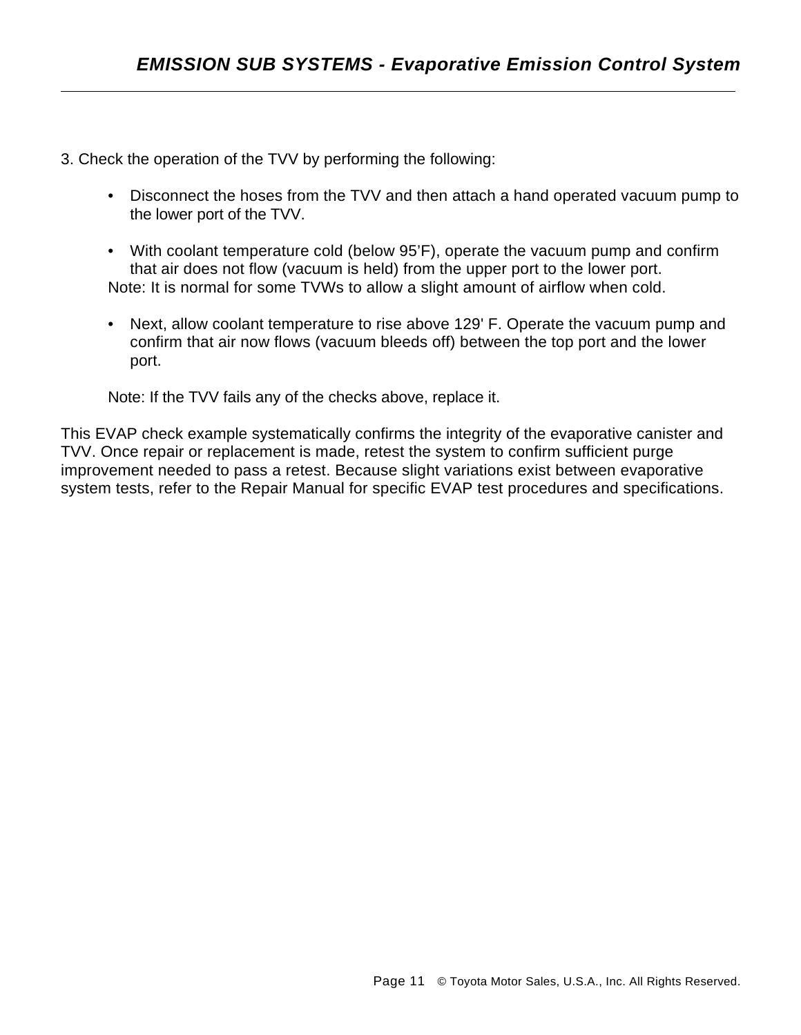3. Check the operation of the TVV by performing the following:

- Disconnect the hoses from the TVV and then attach a hand operated vacuum pump to the lower port of the TVV.

- With coolant temperature cold (below 95’F), operate the vacuum pump and confirm that air does not flow (vacuum is held) from the upper port to the lower port.

Note: It is normal for some TVWs to allow a slight amount of airflow when cold.

- Next, allow coolant temperature to rise above 129' F. Operate the vacuum pump and confirm that air now flows (vacuum bleeds off) between the top port and the lower port.

Note: If the TVV fails any of the checks above, replace it.

This EVAP check example systematically confirms the integrity of the evaporative canister and TVV. Once repair or replacement is made, retest the system to confirm sufficient purge improvement needed to pass a retest. Because slight variations exist between evaporative system tests, refer to the Repair Manual for specific EVAP test procedures and specifications.